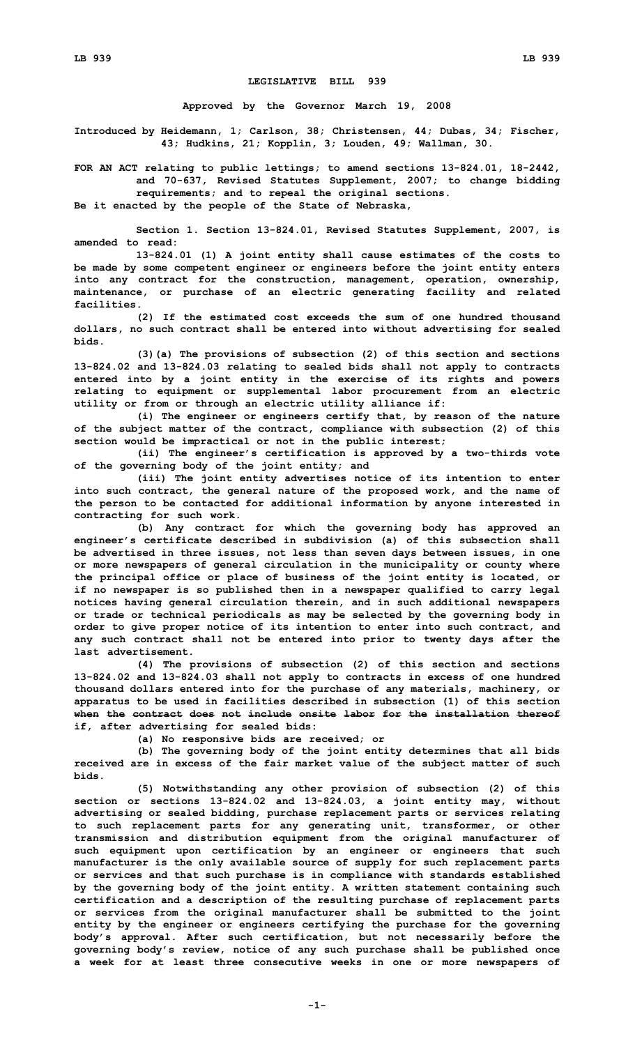# LEGISLATIVE BILL 939

**Approved by the Governor March 19, 2008**

**Introduced by Heidemann, 1; Carlson, 38; Christensen, 44; Dubas, 34; Fischer, 43; Hudkins, 21; Kopplin, 3; Louden, 49; Wallman, 30.**

**FOR AN ACT relating to public lettings; to amend sections 13-824.01, 18-2442, and 70-637, Revised Statutes Supplement, 2007; to change bidding requirements; and to repeal the original sections.**

**Be it enacted by the people of the State of Nebraska,**

**Section 1. Section 13-824.01, Revised Statutes Supplement, 2007, is amended to read:**

**13-824.01 (1) A joint entity shall cause estimates of the costs to be made by some competent engineer or engineers before the joint entity enters into any contract for the construction, management, operation, ownership, maintenance, or purchase of an electric generating facility and related facilities.**

**(2) If the estimated cost exceeds the sum of one hundred thousand dollars, no such contract shall be entered into without advertising for sealed bids.**

**(3)(a) The provisions of subsection (2) of this section and sections 13-824.02 and 13-824.03 relating to sealed bids shall not apply to contracts entered into by a joint entity in the exercise of its rights and powers relating to equipment or supplemental labor procurement from an electric utility or from or through an electric utility alliance if:**

**(i) The engineer or engineers certify that, by reason of the nature of the subject matter of the contract, compliance with subsection (2) of this section would be impractical or not in the public interest;**

**(ii) The engineer's certification is approved by a two-thirds vote of the governing body of the joint entity; and**

**(iii) The joint entity advertises notice of its intention to enter into such contract, the general nature of the proposed work, and the name of the person to be contacted for additional information by anyone interested in contracting for such work.**

**(b) Any contract for which the governing body has approved an engineer's certificate described in subdivision (a) of this subsection shall be advertised in three issues, not less than seven days between issues, in one or more newspapers of general circulation in the municipality or county where the principal office or place of business of the joint entity is located, or if no newspaper is so published then in a newspaper qualified to carry legal notices having general circulation therein, and in such additional newspapers or trade or technical periodicals as may be selected by the governing body in order to give proper notice of its intention to enter into such contract, and any such contract shall not be entered into prior to twenty days after the last advertisement.**

**(4) The provisions of subsection (2) of this section and sections 13-824.02 and 13-824.03 shall not apply to contracts in excess of one hundred thousand dollars entered into for the purchase of any materials, machinery, or apparatus to be used in facilities described in subsection (1) of this section ~~when the contract does not include onsite labor for the installation thereof~~ if, after advertising for sealed bids:**

**(a) No responsive bids are received; or**

**(b) The governing body of the joint entity determines that all bids received are in excess of the fair market value of the subject matter of such bids.**

**(5) Notwithstanding any other provision of subsection (2) of this section or sections 13-824.02 and 13-824.03, a joint entity may, without advertising or sealed bidding, purchase replacement parts or services relating to such replacement parts for any generating unit, transformer, or other transmission and distribution equipment from the original manufacturer of such equipment upon certification by an engineer or engineers that such manufacturer is the only available source of supply for such replacement parts or services and that such purchase is in compliance with standards established by the governing body of the joint entity. A written statement containing such certification and a description of the resulting purchase of replacement parts or services from the original manufacturer shall be submitted to the joint entity by the engineer or engineers certifying the purchase for the governing body's approval. After such certification, but not necessarily before the governing body's review, notice of any such purchase shall be published once a week for at least three consecutive weeks in one or more newspapers of**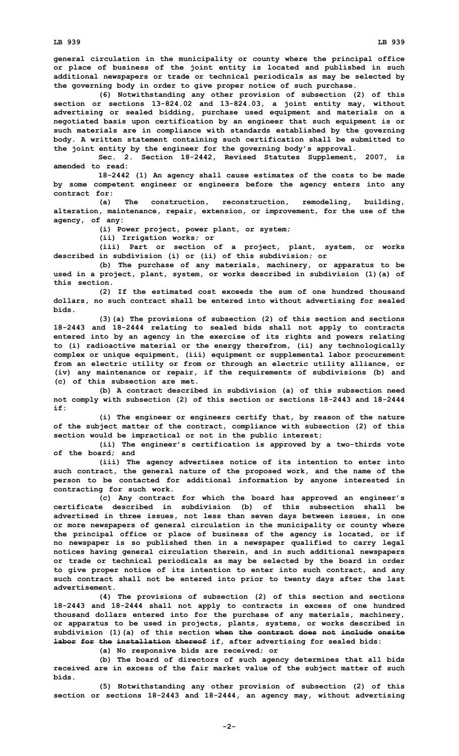general circulation in the municipality or county where the principal office or place of business of the joint entity is located and published in such additional newspapers or trade or technical periodicals as may be selected by the governing body in order to give proper notice of such purchase.

(6) Notwithstanding any other provision of subsection (2) of this section or sections 13-824.02 and 13-824.03, a joint entity may, without advertising or sealed bidding, purchase used equipment and materials on a negotiated basis upon certification by an engineer that such equipment is or such materials are in compliance with standards established by the governing body. A written statement containing such certification shall be submitted to the joint entity by the engineer for the governing body's approval.

Sec. 2. Section 18-2442, Revised Statutes Supplement, 2007, is amended to read:

18-2442 (1) An agency shall cause estimates of the costs to be made by some competent engineer or engineers before the agency enters into any contract for:

(a) The construction, reconstruction, remodeling, building, alteration, maintenance, repair, extension, or improvement, for the use of the agency, of any:

(i) Power project, power plant, or system;

(ii) Irrigation works; or

(iii) Part or section of a project, plant, system, or works described in subdivision (i) or (ii) of this subdivision; or

(b) The purchase of any materials, machinery, or apparatus to be used in a project, plant, system, or works described in subdivision (1)(a) of this section.

(2) If the estimated cost exceeds the sum of one hundred thousand dollars, no such contract shall be entered into without advertising for sealed bids.

(3)(a) The provisions of subsection (2) of this section and sections 18-2443 and 18-2444 relating to sealed bids shall not apply to contracts entered into by an agency in the exercise of its rights and powers relating to (i) radioactive material or the energy therefrom, (ii) any technologically complex or unique equipment, (iii) equipment or supplemental labor procurement from an electric utility or from or through an electric utility alliance, or (iv) any maintenance or repair, if the requirements of subdivisions (b) and (c) of this subsection are met.

(b) A contract described in subdivision (a) of this subsection need not comply with subsection (2) of this section or sections 18-2443 and 18-2444 if:

(i) The engineer or engineers certify that, by reason of the nature of the subject matter of the contract, compliance with subsection (2) of this section would be impractical or not in the public interest;

(ii) The engineer's certification is approved by a two-thirds vote of the board; and

(iii) The agency advertises notice of its intention to enter into such contract, the general nature of the proposed work, and the name of the person to be contacted for additional information by anyone interested in contracting for such work.

(c) Any contract for which the board has approved an engineer's certificate described in subdivision (b) of this subsection shall be advertised in three issues, not less than seven days between issues, in one or more newspapers of general circulation in the municipality or county where the principal office or place of business of the agency is located, or if no newspaper is so published then in a newspaper qualified to carry legal notices having general circulation therein, and in such additional newspapers or trade or technical periodicals as may be selected by the board in order to give proper notice of its intention to enter into such contract, and any such contract shall not be entered into prior to twenty days after the last advertisement.

(4) The provisions of subsection (2) of this section and sections 18-2443 and 18-2444 shall not apply to contracts in excess of one hundred thousand dollars entered into for the purchase of any materials, machinery, or apparatus to be used in projects, plants, systems, or works described in subdivision (1)(a) of this section ~~when the contract does not include onsite labor for the installation thereof~~ if, after advertising for sealed bids:

(a) No responsive bids are received; or

(b) The board of directors of such agency determines that all bids received are in excess of the fair market value of the subject matter of such bids.

(5) Notwithstanding any other provision of subsection (2) of this section or sections 18-2443 and 18-2444, an agency may, without advertising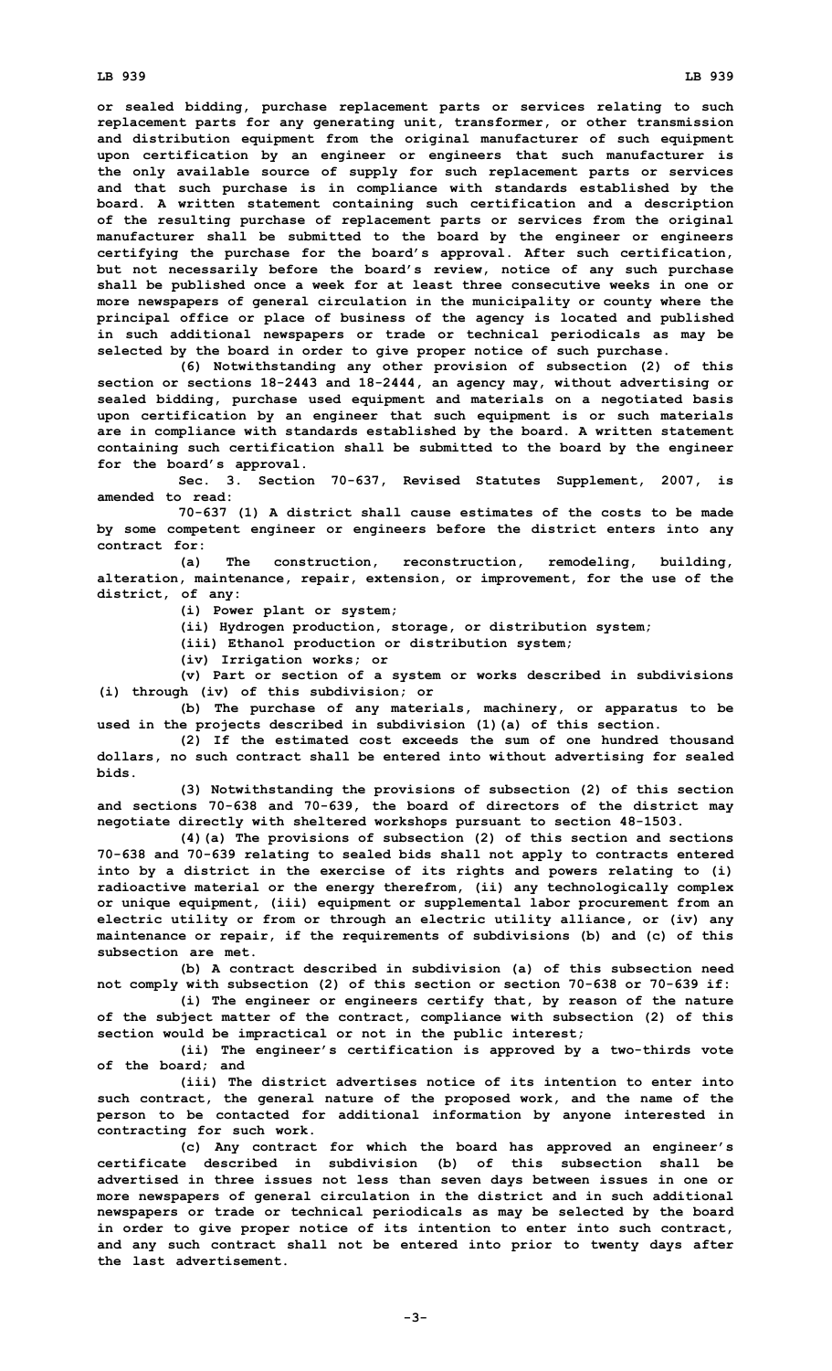or sealed bidding, purchase replacement parts or services relating to such replacement parts for any generating unit, transformer, or other transmission and distribution equipment from the original manufacturer of such equipment upon certification by an engineer or engineers that such manufacturer is the only available source of supply for such replacement parts or services and that such purchase is in compliance with standards established by the board. A written statement containing such certification and a description of the resulting purchase of replacement parts or services from the original manufacturer shall be submitted to the board by the engineer or engineers certifying the purchase for the board's approval. After such certification, but not necessarily before the board's review, notice of any such purchase shall be published once a week for at least three consecutive weeks in one or more newspapers of general circulation in the municipality or county where the principal office or place of business of the agency is located and published in such additional newspapers or trade or technical periodicals as may be selected by the board in order to give proper notice of such purchase.

(6) Notwithstanding any other provision of subsection (2) of this section or sections 18-2443 and 18-2444, an agency may, without advertising or sealed bidding, purchase used equipment and materials on a negotiated basis upon certification by an engineer that such equipment is or such materials are in compliance with standards established by the board. A written statement containing such certification shall be submitted to the board by the engineer for the board's approval.

Sec. 3. Section 70-637, Revised Statutes Supplement, 2007, is amended to read:

70-637 (1) A district shall cause estimates of the costs to be made by some competent engineer or engineers before the district enters into any contract for:

(a) The construction, reconstruction, remodeling, building, alteration, maintenance, repair, extension, or improvement, for the use of the district, of any:

(i) Power plant or system;

(ii) Hydrogen production, storage, or distribution system;

(iii) Ethanol production or distribution system;

(iv) Irrigation works; or

(v) Part or section of a system or works described in subdivisions (i) through (iv) of this subdivision; or

(b) The purchase of any materials, machinery, or apparatus to be used in the projects described in subdivision (1)(a) of this section.

(2) If the estimated cost exceeds the sum of one hundred thousand dollars, no such contract shall be entered into without advertising for sealed bids.

(3) Notwithstanding the provisions of subsection (2) of this section and sections 70-638 and 70-639, the board of directors of the district may negotiate directly with sheltered workshops pursuant to section 48-1503.

(4)(a) The provisions of subsection (2) of this section and sections 70-638 and 70-639 relating to sealed bids shall not apply to contracts entered into by a district in the exercise of its rights and powers relating to (i) radioactive material or the energy therefrom, (ii) any technologically complex or unique equipment, (iii) equipment or supplemental labor procurement from an electric utility or from or through an electric utility alliance, or (iv) any maintenance or repair, if the requirements of subdivisions (b) and (c) of this subsection are met.

(b) A contract described in subdivision (a) of this subsection need not comply with subsection (2) of this section or section 70-638 or 70-639 if:

(i) The engineer or engineers certify that, by reason of the nature of the subject matter of the contract, compliance with subsection (2) of this section would be impractical or not in the public interest;

(ii) The engineer's certification is approved by a two-thirds vote of the board; and

(iii) The district advertises notice of its intention to enter into such contract, the general nature of the proposed work, and the name of the person to be contacted for additional information by anyone interested in contracting for such work.

(c) Any contract for which the board has approved an engineer's certificate described in subdivision (b) of this subsection shall be advertised in three issues not less than seven days between issues in one or more newspapers of general circulation in the district and in such additional newspapers or trade or technical periodicals as may be selected by the board in order to give proper notice of its intention to enter into such contract, and any such contract shall not be entered into prior to twenty days after the last advertisement.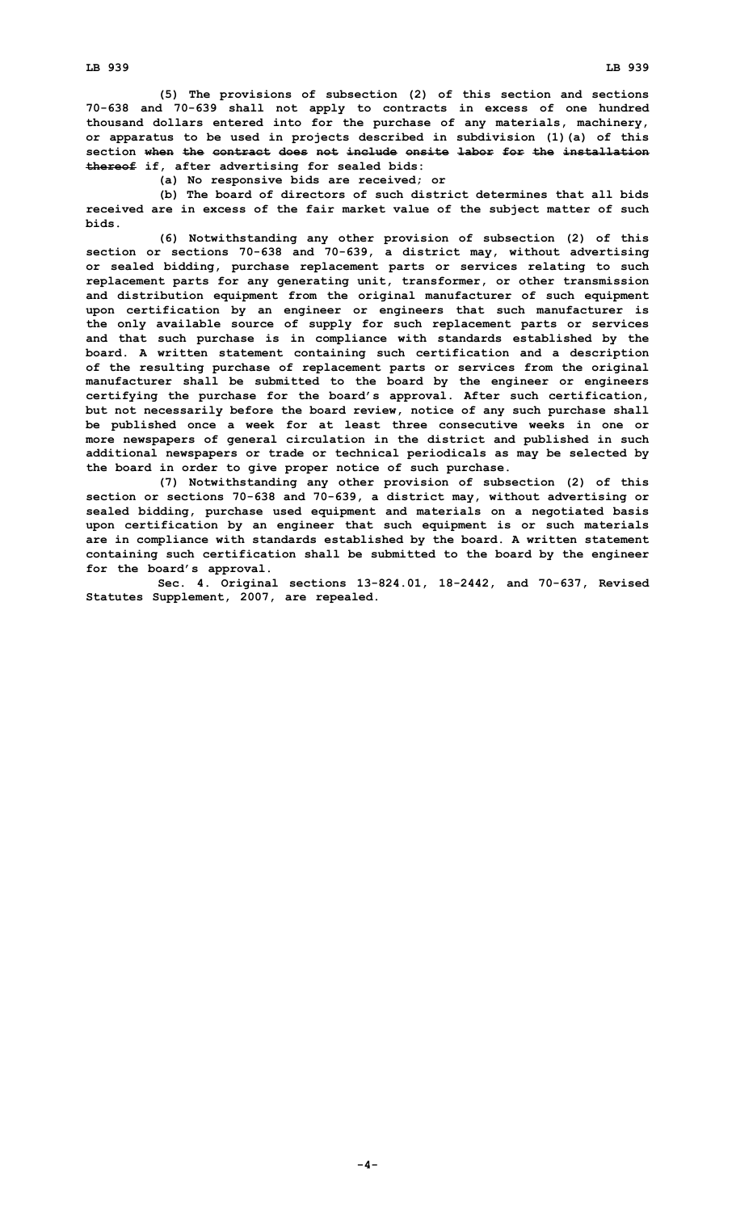(5) The provisions of subsection (2) of this section and sections 70-638 and 70-639 shall not apply to contracts in excess of one hundred thousand dollars entered into for the purchase of any materials, machinery, or apparatus to be used in projects described in subdivision (1)(a) of this section ~~when the contract does not include onsite labor for the installation thereof~~ if, after advertising for sealed bids:

(a) No responsive bids are received; or

(b) The board of directors of such district determines that all bids received are in excess of the fair market value of the subject matter of such bids.

(6) Notwithstanding any other provision of subsection (2) of this section or sections 70-638 and 70-639, a district may, without advertising or sealed bidding, purchase replacement parts or services relating to such replacement parts for any generating unit, transformer, or other transmission and distribution equipment from the original manufacturer of such equipment upon certification by an engineer or engineers that such manufacturer is the only available source of supply for such replacement parts or services and that such purchase is in compliance with standards established by the board. A written statement containing such certification and a description of the resulting purchase of replacement parts or services from the original manufacturer shall be submitted to the board by the engineer or engineers certifying the purchase for the board's approval. After such certification, but not necessarily before the board review, notice of any such purchase shall be published once a week for at least three consecutive weeks in one or more newspapers of general circulation in the district and published in such additional newspapers or trade or technical periodicals as may be selected by the board in order to give proper notice of such purchase.

(7) Notwithstanding any other provision of subsection (2) of this section or sections 70-638 and 70-639, a district may, without advertising or sealed bidding, purchase used equipment and materials on a negotiated basis upon certification by an engineer that such equipment is or such materials are in compliance with standards established by the board. A written statement containing such certification shall be submitted to the board by the engineer for the board's approval.

Sec. 4. Original sections 13-824.01, 18-2442, and 70-637, Revised Statutes Supplement, 2007, are repealed.